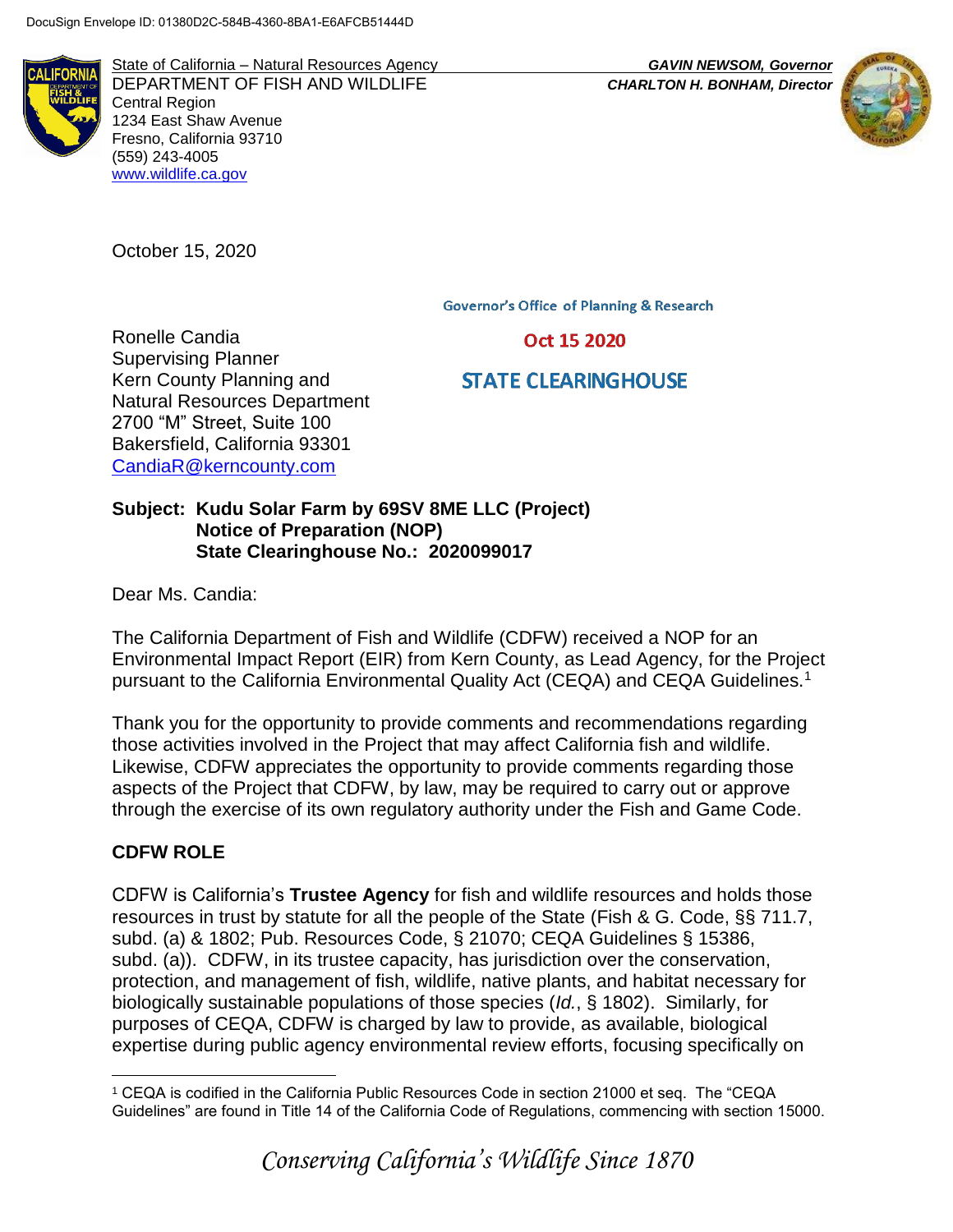DocuSign Envelope ID: 01380D2C-584B-4360-8BA1-E6AFCB51444D

State of California – Natural Resources Agency
DEPARTMENT OF FISH AND WILDLIFE
Central Region
1234 East Shaw Avenue
Fresno, California 93710
(559) 243-4005
www.wildlife.ca.gov

***GAVIN NEWSOM, Governor***
***CHARLTON H. BONHAM, Director***

October 15, 2020

Governor's Office of Planning & Research

Oct 15 2020

STATE CLEARINGHOUSE

Ronelle Candia
Supervising Planner
Kern County Planning and
Natural Resources Department
2700 "M" Street, Suite 100
Bakersfield, California 93301
CandiaR@kerncounty.com

**Subject: Kudu Solar Farm by 69SV 8ME LLC (Project)**
**Notice of Preparation (NOP)**
**State Clearinghouse No.: 2020099017**

Dear Ms. Candia:

The California Department of Fish and Wildlife (CDFW) received a NOP for an Environmental Impact Report (EIR) from Kern County, as Lead Agency, for the Project pursuant to the California Environmental Quality Act (CEQA) and CEQA Guidelines.[1]

Thank you for the opportunity to provide comments and recommendations regarding those activities involved in the Project that may affect California fish and wildlife. Likewise, CDFW appreciates the opportunity to provide comments regarding those aspects of the Project that CDFW, by law, may be required to carry out or approve through the exercise of its own regulatory authority under the Fish and Game Code.

## CDFW ROLE

CDFW is California's **Trustee Agency** for fish and wildlife resources and holds those resources in trust by statute for all the people of the State (Fish & G. Code, §§ 711.7, subd. (a) & 1802; Pub. Resources Code, § 21070; CEQA Guidelines § 15386, subd. (a)). CDFW, in its trustee capacity, has jurisdiction over the conservation, protection, and management of fish, wildlife, native plants, and habitat necessary for biologically sustainable populations of those species (*Id.*, § 1802). Similarly, for purposes of CEQA, CDFW is charged by law to provide, as available, biological expertise during public agency environmental review efforts, focusing specifically on

[1] CEQA is codified in the California Public Resources Code in section 21000 et seq. The "CEQA Guidelines" are found in Title 14 of the California Code of Regulations, commencing with section 15000.

*Conserving California's Wildlife Since 1870*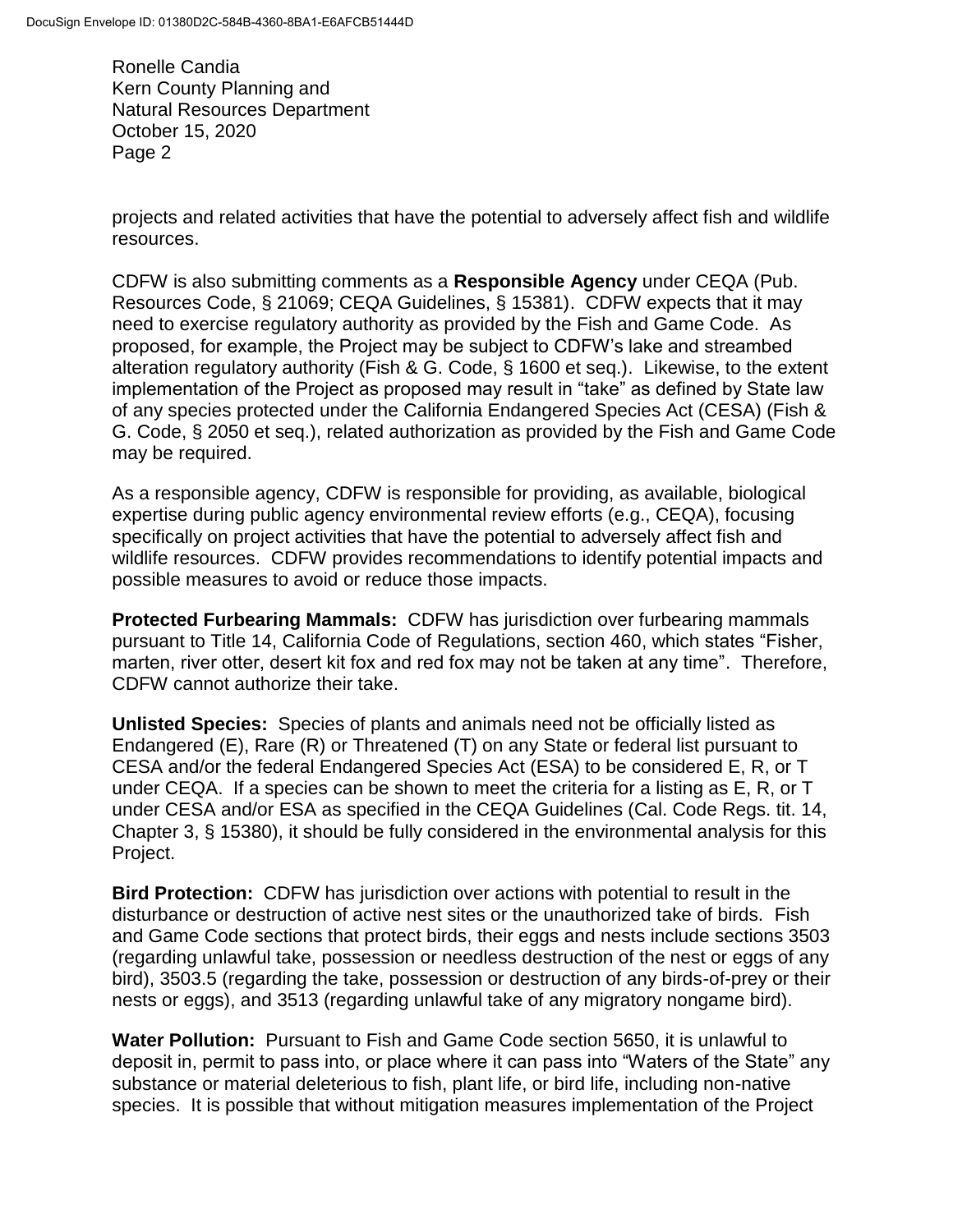projects and related activities that have the potential to adversely affect fish and wildlife resources.

CDFW is also submitting comments as a **Responsible Agency** under CEQA (Pub. Resources Code, § 21069; CEQA Guidelines, § 15381). CDFW expects that it may need to exercise regulatory authority as provided by the Fish and Game Code. As proposed, for example, the Project may be subject to CDFW's lake and streambed alteration regulatory authority (Fish & G. Code, § 1600 et seq.). Likewise, to the extent implementation of the Project as proposed may result in "take" as defined by State law of any species protected under the California Endangered Species Act (CESA) (Fish & G. Code, § 2050 et seq.), related authorization as provided by the Fish and Game Code may be required.

As a responsible agency, CDFW is responsible for providing, as available, biological expertise during public agency environmental review efforts (e.g., CEQA), focusing specifically on project activities that have the potential to adversely affect fish and wildlife resources. CDFW provides recommendations to identify potential impacts and possible measures to avoid or reduce those impacts.

**Protected Furbearing Mammals:** CDFW has jurisdiction over furbearing mammals pursuant to Title 14, California Code of Regulations, section 460, which states "Fisher, marten, river otter, desert kit fox and red fox may not be taken at any time". Therefore, CDFW cannot authorize their take.

**Unlisted Species:** Species of plants and animals need not be officially listed as Endangered (E), Rare (R) or Threatened (T) on any State or federal list pursuant to CESA and/or the federal Endangered Species Act (ESA) to be considered E, R, or T under CEQA. If a species can be shown to meet the criteria for a listing as E, R, or T under CESA and/or ESA as specified in the CEQA Guidelines (Cal. Code Regs. tit. 14, Chapter 3, § 15380), it should be fully considered in the environmental analysis for this Project.

**Bird Protection:** CDFW has jurisdiction over actions with potential to result in the disturbance or destruction of active nest sites or the unauthorized take of birds. Fish and Game Code sections that protect birds, their eggs and nests include sections 3503 (regarding unlawful take, possession or needless destruction of the nest or eggs of any bird), 3503.5 (regarding the take, possession or destruction of any birds-of-prey or their nests or eggs), and 3513 (regarding unlawful take of any migratory nongame bird).

**Water Pollution:** Pursuant to Fish and Game Code section 5650, it is unlawful to deposit in, permit to pass into, or place where it can pass into "Waters of the State" any substance or material deleterious to fish, plant life, or bird life, including non-native species. It is possible that without mitigation measures implementation of the Project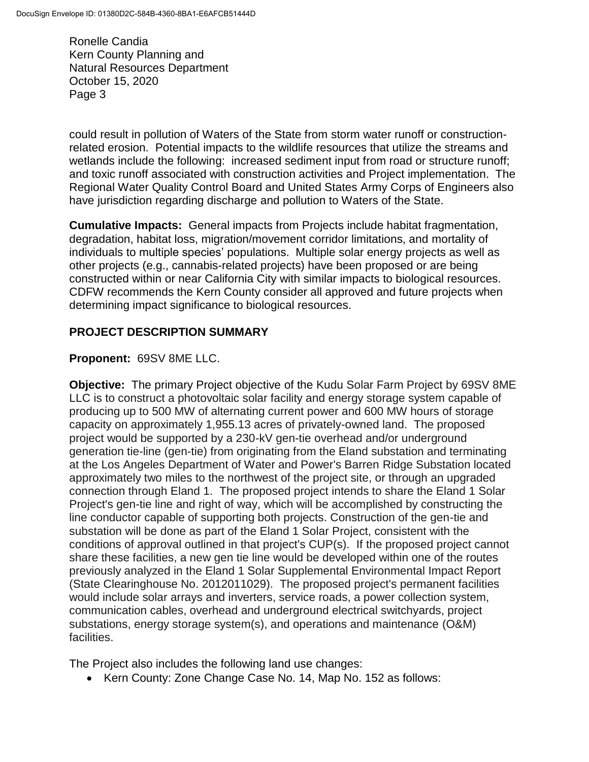could result in pollution of Waters of the State from storm water runoff or construction-related erosion. Potential impacts to the wildlife resources that utilize the streams and wetlands include the following: increased sediment input from road or structure runoff; and toxic runoff associated with construction activities and Project implementation. The Regional Water Quality Control Board and United States Army Corps of Engineers also have jurisdiction regarding discharge and pollution to Waters of the State.

**Cumulative Impacts:** General impacts from Projects include habitat fragmentation, degradation, habitat loss, migration/movement corridor limitations, and mortality of individuals to multiple species' populations. Multiple solar energy projects as well as other projects (e.g., cannabis-related projects) have been proposed or are being constructed within or near California City with similar impacts to biological resources. CDFW recommends the Kern County consider all approved and future projects when determining impact significance to biological resources.

## PROJECT DESCRIPTION SUMMARY

**Proponent:** 69SV 8ME LLC.

**Objective:** The primary Project objective of the Kudu Solar Farm Project by 69SV 8ME LLC is to construct a photovoltaic solar facility and energy storage system capable of producing up to 500 MW of alternating current power and 600 MW hours of storage capacity on approximately 1,955.13 acres of privately-owned land. The proposed project would be supported by a 230-kV gen-tie overhead and/or underground generation tie-line (gen-tie) from originating from the Eland substation and terminating at the Los Angeles Department of Water and Power's Barren Ridge Substation located approximately two miles to the northwest of the project site, or through an upgraded connection through Eland 1. The proposed project intends to share the Eland 1 Solar Project's gen-tie line and right of way, which will be accomplished by constructing the line conductor capable of supporting both projects. Construction of the gen-tie and substation will be done as part of the Eland 1 Solar Project, consistent with the conditions of approval outlined in that project's CUP(s). If the proposed project cannot share these facilities, a new gen tie line would be developed within one of the routes previously analyzed in the Eland 1 Solar Supplemental Environmental Impact Report (State Clearinghouse No. 2012011029). The proposed project's permanent facilities would include solar arrays and inverters, service roads, a power collection system, communication cables, overhead and underground electrical switchyards, project substations, energy storage system(s), and operations and maintenance (O&M) facilities.

The Project also includes the following land use changes:

- Kern County: Zone Change Case No. 14, Map No. 152 as follows: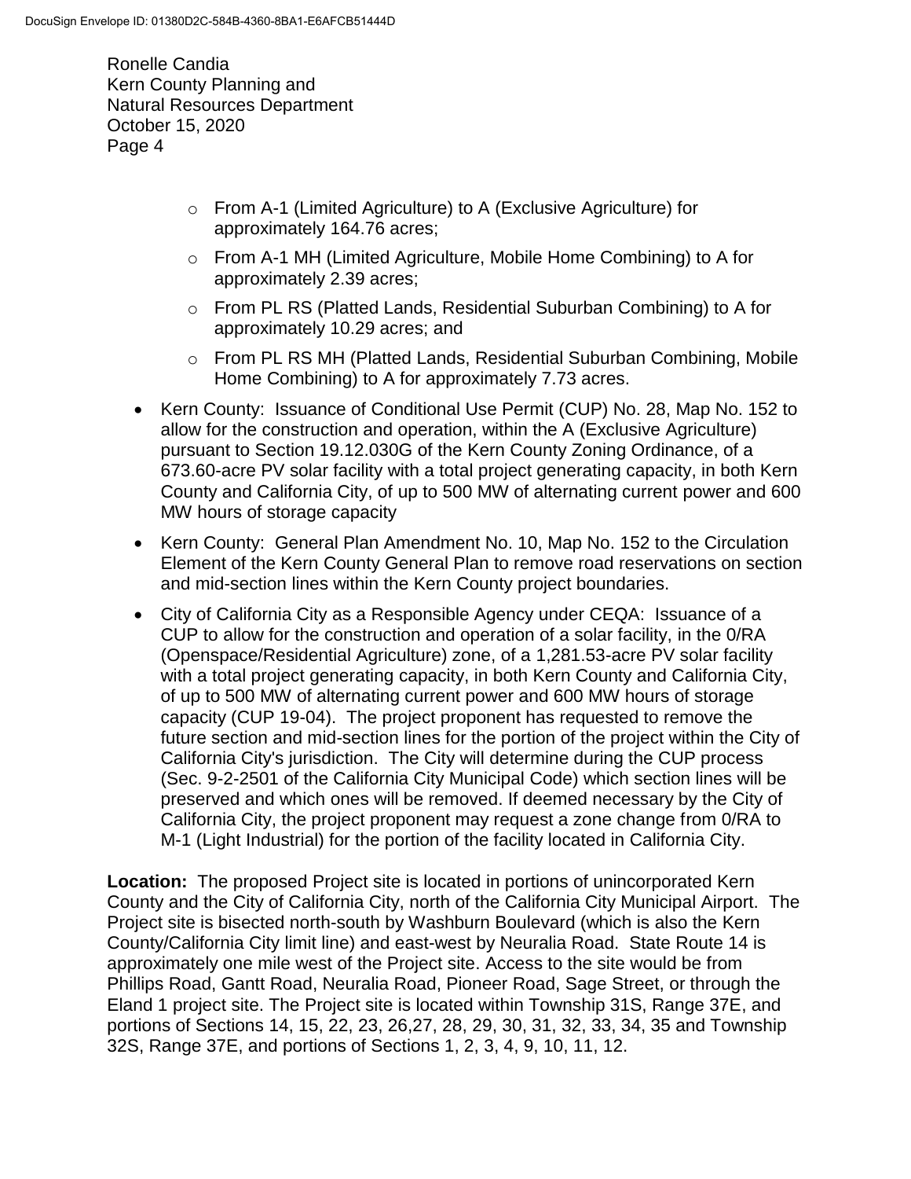- From A-1 (Limited Agriculture) to A (Exclusive Agriculture) for approximately 164.76 acres;
    - From A-1 MH (Limited Agriculture, Mobile Home Combining) to A for approximately 2.39 acres;
    - From PL RS (Platted Lands, Residential Suburban Combining) to A for approximately 10.29 acres; and
    - From PL RS MH (Platted Lands, Residential Suburban Combining, Mobile Home Combining) to A for approximately 7.73 acres.
- Kern County: Issuance of Conditional Use Permit (CUP) No. 28, Map No. 152 to allow for the construction and operation, within the A (Exclusive Agriculture) pursuant to Section 19.12.030G of the Kern County Zoning Ordinance, of a 673.60-acre PV solar facility with a total project generating capacity, in both Kern County and California City, of up to 500 MW of alternating current power and 600 MW hours of storage capacity
- Kern County: General Plan Amendment No. 10, Map No. 152 to the Circulation Element of the Kern County General Plan to remove road reservations on section and mid-section lines within the Kern County project boundaries.
- City of California City as a Responsible Agency under CEQA: Issuance of a CUP to allow for the construction and operation of a solar facility, in the 0/RA (Openspace/Residential Agriculture) zone, of a 1,281.53-acre PV solar facility with a total project generating capacity, in both Kern County and California City, of up to 500 MW of alternating current power and 600 MW hours of storage capacity (CUP 19-04). The project proponent has requested to remove the future section and mid-section lines for the portion of the project within the City of California City's jurisdiction. The City will determine during the CUP process (Sec. 9-2-2501 of the California City Municipal Code) which section lines will be preserved and which ones will be removed. If deemed necessary by the City of California City, the project proponent may request a zone change from 0/RA to M-1 (Light Industrial) for the portion of the facility located in California City.

**Location:** The proposed Project site is located in portions of unincorporated Kern County and the City of California City, north of the California City Municipal Airport. The Project site is bisected north-south by Washburn Boulevard (which is also the Kern County/California City limit line) and east-west by Neuralia Road. State Route 14 is approximately one mile west of the Project site. Access to the site would be from Phillips Road, Gantt Road, Neuralia Road, Pioneer Road, Sage Street, or through the Eland 1 project site. The Project site is located within Township 31S, Range 37E, and portions of Sections 14, 15, 22, 23, 26,27, 28, 29, 30, 31, 32, 33, 34, 35 and Township 32S, Range 37E, and portions of Sections 1, 2, 3, 4, 9, 10, 11, 12.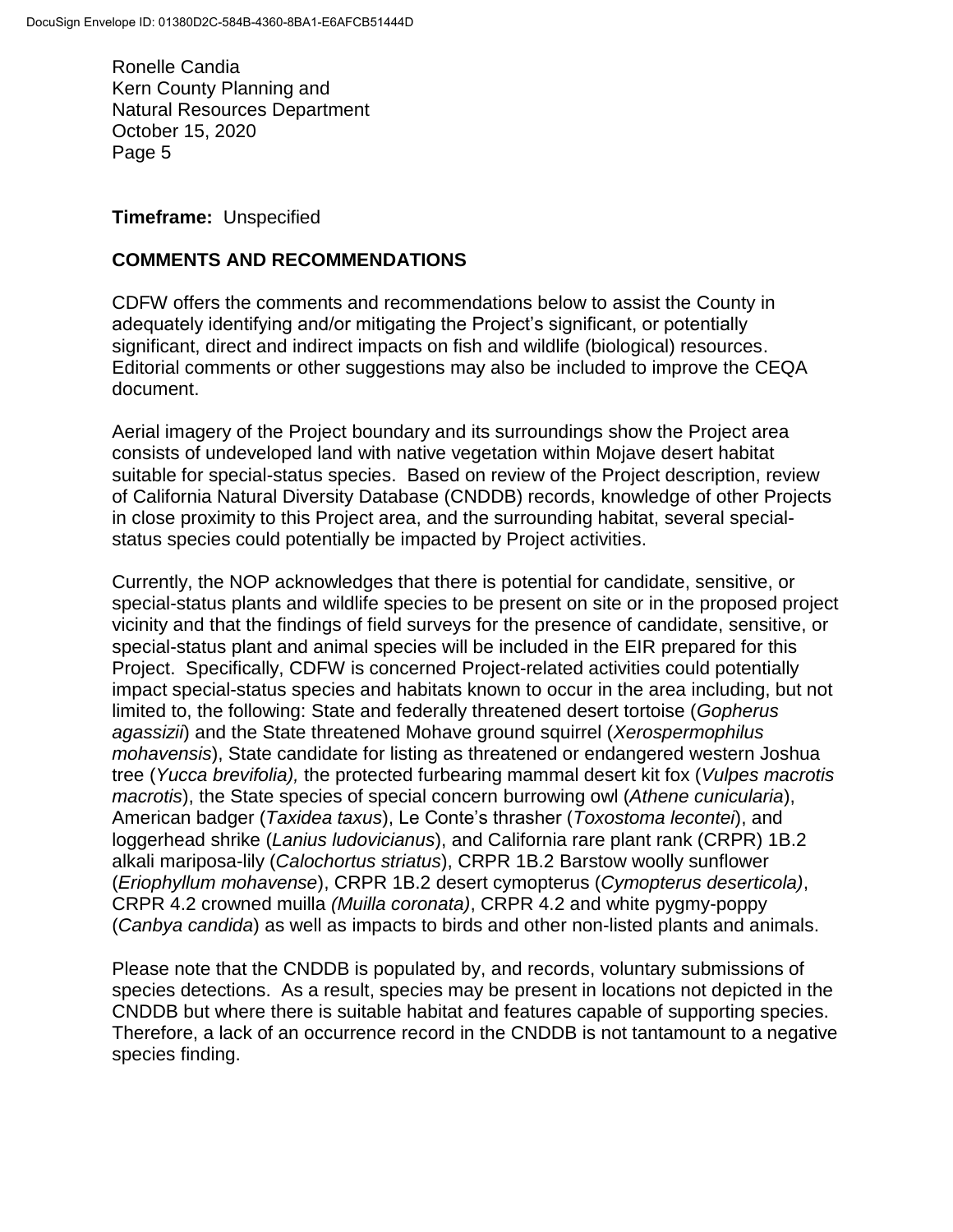**Timeframe:** Unspecified

## COMMENTS AND RECOMMENDATIONS

CDFW offers the comments and recommendations below to assist the County in adequately identifying and/or mitigating the Project's significant, or potentially significant, direct and indirect impacts on fish and wildlife (biological) resources. Editorial comments or other suggestions may also be included to improve the CEQA document.

Aerial imagery of the Project boundary and its surroundings show the Project area consists of undeveloped land with native vegetation within Mojave desert habitat suitable for special-status species. Based on review of the Project description, review of California Natural Diversity Database (CNDDB) records, knowledge of other Projects in close proximity to this Project area, and the surrounding habitat, several special-status species could potentially be impacted by Project activities.

Currently, the NOP acknowledges that there is potential for candidate, sensitive, or special-status plants and wildlife species to be present on site or in the proposed project vicinity and that the findings of field surveys for the presence of candidate, sensitive, or special-status plant and animal species will be included in the EIR prepared for this Project. Specifically, CDFW is concerned Project-related activities could potentially impact special-status species and habitats known to occur in the area including, but not limited to, the following: State and federally threatened desert tortoise (*Gopherus agassizii*) and the State threatened Mohave ground squirrel (*Xerospermophilus mohavensis*), State candidate for listing as threatened or endangered western Joshua tree (*Yucca brevifolia),* the protected furbearing mammal desert kit fox (*Vulpes macrotis macrotis*), the State species of special concern burrowing owl (*Athene cunicularia*), American badger (*Taxidea taxus*), Le Conte's thrasher (*Toxostoma lecontei*), and loggerhead shrike (*Lanius ludovicianus*), and California rare plant rank (CRPR) 1B.2 alkali mariposa-lily (*Calochortus striatus*), CRPR 1B.2 Barstow woolly sunflower (*Eriophyllum mohavense*), CRPR 1B.2 desert cymopterus (*Cymopterus deserticola)*, CRPR 4.2 crowned muilla *(Muilla coronata)*, CRPR 4.2 and white pygmy-poppy (*Canbya candida*) as well as impacts to birds and other non-listed plants and animals.

Please note that the CNDDB is populated by, and records, voluntary submissions of species detections. As a result, species may be present in locations not depicted in the CNDDB but where there is suitable habitat and features capable of supporting species. Therefore, a lack of an occurrence record in the CNDDB is not tantamount to a negative species finding.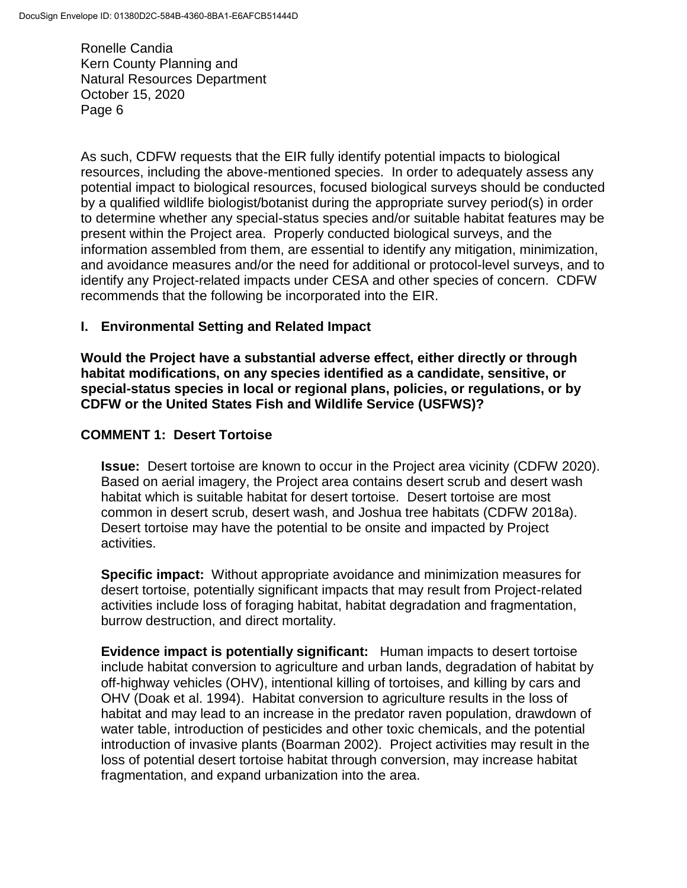As such, CDFW requests that the EIR fully identify potential impacts to biological resources, including the above-mentioned species. In order to adequately assess any potential impact to biological resources, focused biological surveys should be conducted by a qualified wildlife biologist/botanist during the appropriate survey period(s) in order to determine whether any special-status species and/or suitable habitat features may be present within the Project area. Properly conducted biological surveys, and the information assembled from them, are essential to identify any mitigation, minimization, and avoidance measures and/or the need for additional or protocol-level surveys, and to identify any Project-related impacts under CESA and other species of concern. CDFW recommends that the following be incorporated into the EIR.

## I. Environmental Setting and Related Impact

**Would the Project have a substantial adverse effect, either directly or through habitat modifications, on any species identified as a candidate, sensitive, or special-status species in local or regional plans, policies, or regulations, or by CDFW or the United States Fish and Wildlife Service (USFWS)?**

### COMMENT 1: Desert Tortoise

**Issue:** Desert tortoise are known to occur in the Project area vicinity (CDFW 2020). Based on aerial imagery, the Project area contains desert scrub and desert wash habitat which is suitable habitat for desert tortoise. Desert tortoise are most common in desert scrub, desert wash, and Joshua tree habitats (CDFW 2018a). Desert tortoise may have the potential to be onsite and impacted by Project activities.

**Specific impact:** Without appropriate avoidance and minimization measures for desert tortoise, potentially significant impacts that may result from Project-related activities include loss of foraging habitat, habitat degradation and fragmentation, burrow destruction, and direct mortality.

**Evidence impact is potentially significant:** Human impacts to desert tortoise include habitat conversion to agriculture and urban lands, degradation of habitat by off-highway vehicles (OHV), intentional killing of tortoises, and killing by cars and OHV (Doak et al. 1994). Habitat conversion to agriculture results in the loss of habitat and may lead to an increase in the predator raven population, drawdown of water table, introduction of pesticides and other toxic chemicals, and the potential introduction of invasive plants (Boarman 2002). Project activities may result in the loss of potential desert tortoise habitat through conversion, may increase habitat fragmentation, and expand urbanization into the area.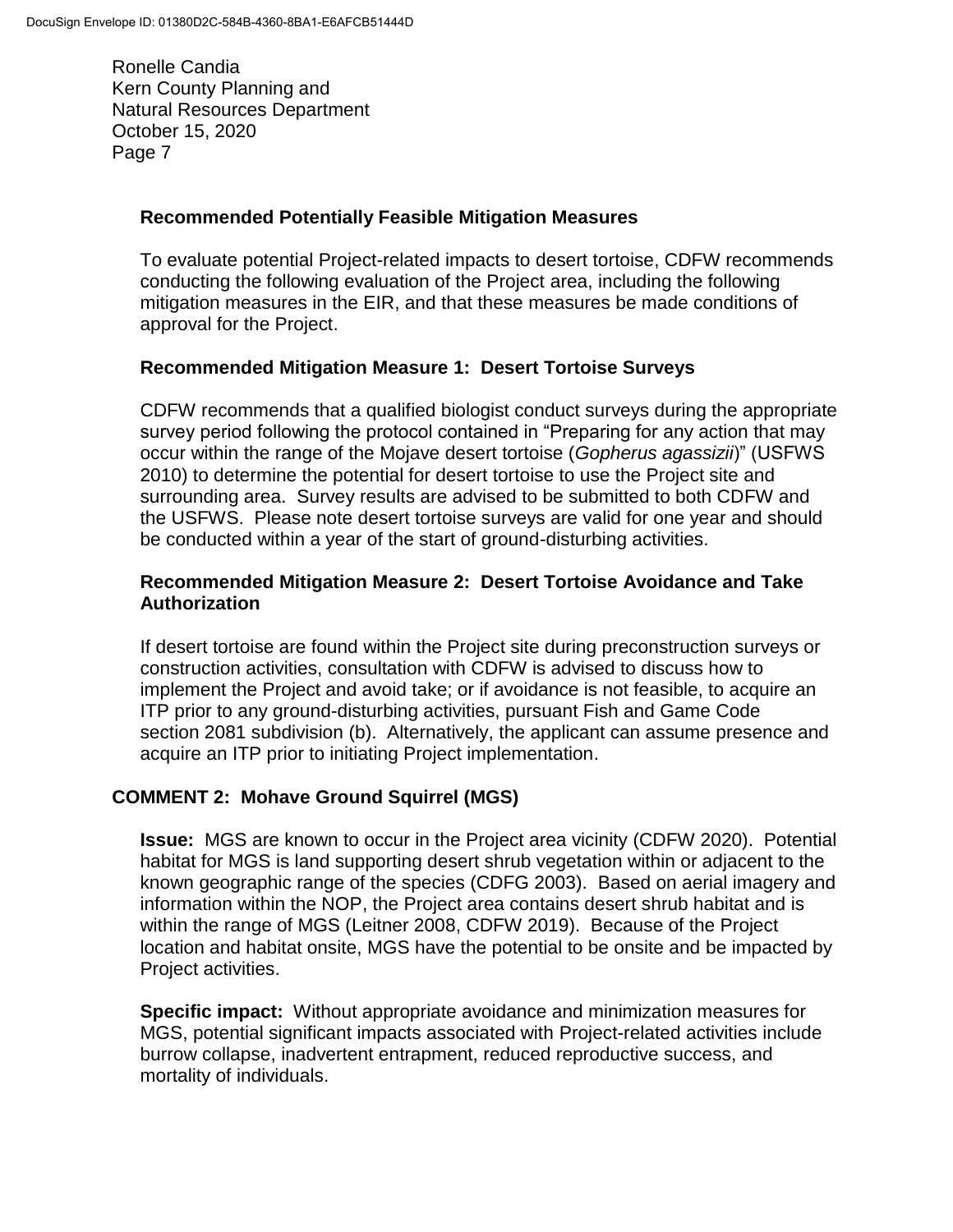**Recommended Potentially Feasible Mitigation Measures**

To evaluate potential Project-related impacts to desert tortoise, CDFW recommends conducting the following evaluation of the Project area, including the following mitigation measures in the EIR, and that these measures be made conditions of approval for the Project.

**Recommended Mitigation Measure 1: Desert Tortoise Surveys**

CDFW recommends that a qualified biologist conduct surveys during the appropriate survey period following the protocol contained in "Preparing for any action that may occur within the range of the Mojave desert tortoise (*Gopherus agassizii*)" (USFWS 2010) to determine the potential for desert tortoise to use the Project site and surrounding area. Survey results are advised to be submitted to both CDFW and the USFWS. Please note desert tortoise surveys are valid for one year and should be conducted within a year of the start of ground-disturbing activities.

**Recommended Mitigation Measure 2: Desert Tortoise Avoidance and Take Authorization**

If desert tortoise are found within the Project site during preconstruction surveys or construction activities, consultation with CDFW is advised to discuss how to implement the Project and avoid take; or if avoidance is not feasible, to acquire an ITP prior to any ground-disturbing activities, pursuant Fish and Game Code section 2081 subdivision (b). Alternatively, the applicant can assume presence and acquire an ITP prior to initiating Project implementation.

**COMMENT 2: Mohave Ground Squirrel (MGS)**

**Issue:** MGS are known to occur in the Project area vicinity (CDFW 2020). Potential habitat for MGS is land supporting desert shrub vegetation within or adjacent to the known geographic range of the species (CDFG 2003). Based on aerial imagery and information within the NOP, the Project area contains desert shrub habitat and is within the range of MGS (Leitner 2008, CDFW 2019). Because of the Project location and habitat onsite, MGS have the potential to be onsite and be impacted by Project activities.

**Specific impact:** Without appropriate avoidance and minimization measures for MGS, potential significant impacts associated with Project-related activities include burrow collapse, inadvertent entrapment, reduced reproductive success, and mortality of individuals.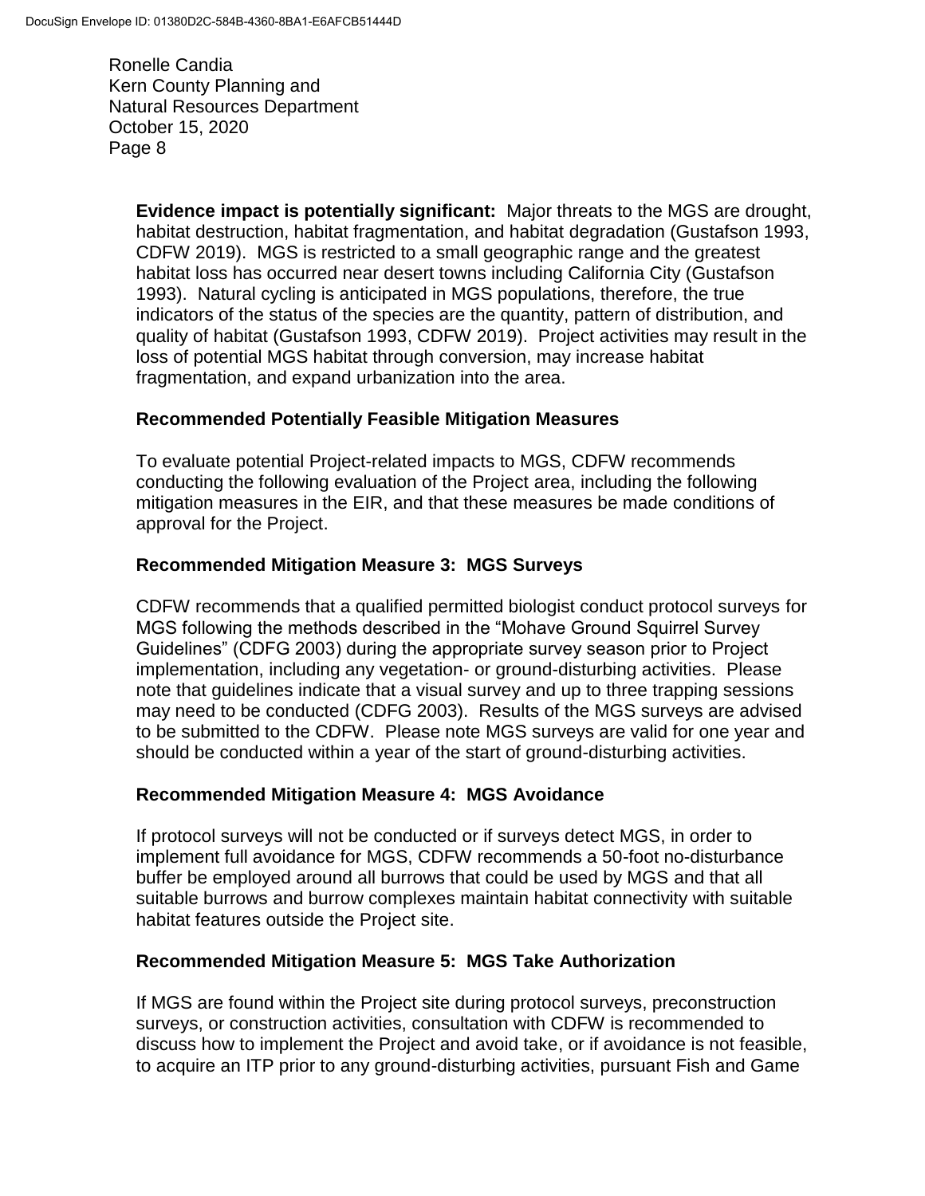**Evidence impact is potentially significant:** Major threats to the MGS are drought, habitat destruction, habitat fragmentation, and habitat degradation (Gustafson 1993, CDFW 2019). MGS is restricted to a small geographic range and the greatest habitat loss has occurred near desert towns including California City (Gustafson 1993). Natural cycling is anticipated in MGS populations, therefore, the true indicators of the status of the species are the quantity, pattern of distribution, and quality of habitat (Gustafson 1993, CDFW 2019). Project activities may result in the loss of potential MGS habitat through conversion, may increase habitat fragmentation, and expand urbanization into the area.

**Recommended Potentially Feasible Mitigation Measures**

To evaluate potential Project-related impacts to MGS, CDFW recommends conducting the following evaluation of the Project area, including the following mitigation measures in the EIR, and that these measures be made conditions of approval for the Project.

**Recommended Mitigation Measure 3: MGS Surveys**

CDFW recommends that a qualified permitted biologist conduct protocol surveys for MGS following the methods described in the "Mohave Ground Squirrel Survey Guidelines" (CDFG 2003) during the appropriate survey season prior to Project implementation, including any vegetation- or ground-disturbing activities. Please note that guidelines indicate that a visual survey and up to three trapping sessions may need to be conducted (CDFG 2003). Results of the MGS surveys are advised to be submitted to the CDFW. Please note MGS surveys are valid for one year and should be conducted within a year of the start of ground-disturbing activities.

**Recommended Mitigation Measure 4: MGS Avoidance**

If protocol surveys will not be conducted or if surveys detect MGS, in order to implement full avoidance for MGS, CDFW recommends a 50-foot no-disturbance buffer be employed around all burrows that could be used by MGS and that all suitable burrows and burrow complexes maintain habitat connectivity with suitable habitat features outside the Project site.

**Recommended Mitigation Measure 5: MGS Take Authorization**

If MGS are found within the Project site during protocol surveys, preconstruction surveys, or construction activities, consultation with CDFW is recommended to discuss how to implement the Project and avoid take, or if avoidance is not feasible, to acquire an ITP prior to any ground-disturbing activities, pursuant Fish and Game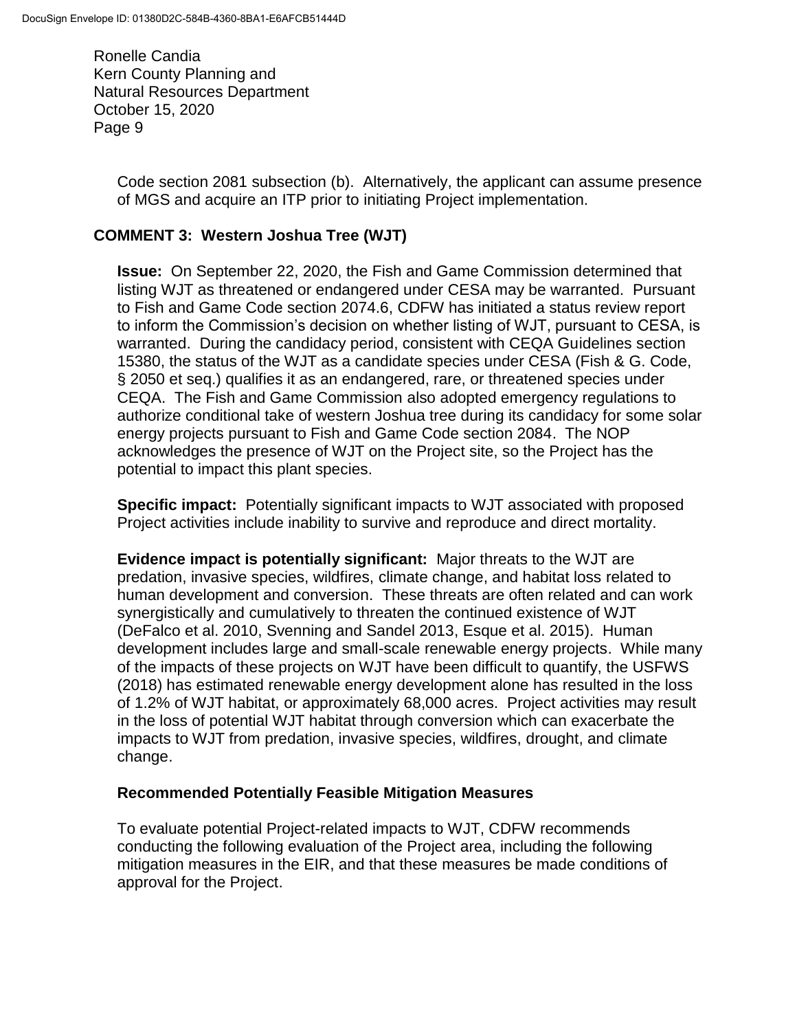Code section 2081 subsection (b). Alternatively, the applicant can assume presence of MGS and acquire an ITP prior to initiating Project implementation.

## COMMENT 3: Western Joshua Tree (WJT)

**Issue:** On September 22, 2020, the Fish and Game Commission determined that listing WJT as threatened or endangered under CESA may be warranted. Pursuant to Fish and Game Code section 2074.6, CDFW has initiated a status review report to inform the Commission's decision on whether listing of WJT, pursuant to CESA, is warranted. During the candidacy period, consistent with CEQA Guidelines section 15380, the status of the WJT as a candidate species under CESA (Fish & G. Code, § 2050 et seq.) qualifies it as an endangered, rare, or threatened species under CEQA. The Fish and Game Commission also adopted emergency regulations to authorize conditional take of western Joshua tree during its candidacy for some solar energy projects pursuant to Fish and Game Code section 2084. The NOP acknowledges the presence of WJT on the Project site, so the Project has the potential to impact this plant species.

**Specific impact:** Potentially significant impacts to WJT associated with proposed Project activities include inability to survive and reproduce and direct mortality.

**Evidence impact is potentially significant:** Major threats to the WJT are predation, invasive species, wildfires, climate change, and habitat loss related to human development and conversion. These threats are often related and can work synergistically and cumulatively to threaten the continued existence of WJT (DeFalco et al. 2010, Svenning and Sandel 2013, Esque et al. 2015). Human development includes large and small-scale renewable energy projects. While many of the impacts of these projects on WJT have been difficult to quantify, the USFWS (2018) has estimated renewable energy development alone has resulted in the loss of 1.2% of WJT habitat, or approximately 68,000 acres. Project activities may result in the loss of potential WJT habitat through conversion which can exacerbate the impacts to WJT from predation, invasive species, wildfires, drought, and climate change.

### Recommended Potentially Feasible Mitigation Measures

To evaluate potential Project-related impacts to WJT, CDFW recommends conducting the following evaluation of the Project area, including the following mitigation measures in the EIR, and that these measures be made conditions of approval for the Project.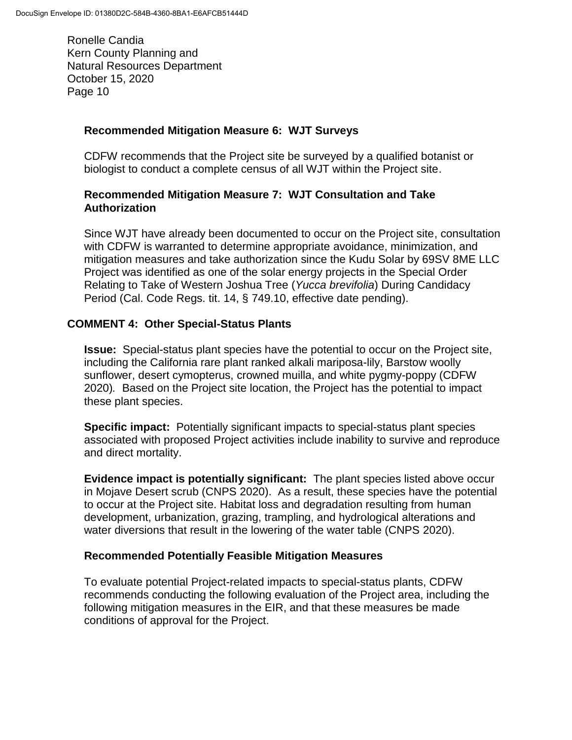**Recommended Mitigation Measure 6: WJT Surveys**

CDFW recommends that the Project site be surveyed by a qualified botanist or biologist to conduct a complete census of all WJT within the Project site.

**Recommended Mitigation Measure 7: WJT Consultation and Take Authorization**

Since WJT have already been documented to occur on the Project site, consultation with CDFW is warranted to determine appropriate avoidance, minimization, and mitigation measures and take authorization since the Kudu Solar by 69SV 8ME LLC Project was identified as one of the solar energy projects in the Special Order Relating to Take of Western Joshua Tree (*Yucca brevifolia*) During Candidacy Period (Cal. Code Regs. tit. 14, § 749.10, effective date pending).

**COMMENT 4: Other Special-Status Plants**

**Issue:** Special-status plant species have the potential to occur on the Project site, including the California rare plant ranked alkali mariposa-lily, Barstow woolly sunflower, desert cymopterus, crowned muilla, and white pygmy-poppy (CDFW 2020). Based on the Project site location, the Project has the potential to impact these plant species.

**Specific impact:** Potentially significant impacts to special-status plant species associated with proposed Project activities include inability to survive and reproduce and direct mortality.

**Evidence impact is potentially significant:** The plant species listed above occur in Mojave Desert scrub (CNPS 2020). As a result, these species have the potential to occur at the Project site. Habitat loss and degradation resulting from human development, urbanization, grazing, trampling, and hydrological alterations and water diversions that result in the lowering of the water table (CNPS 2020).

**Recommended Potentially Feasible Mitigation Measures**

To evaluate potential Project-related impacts to special-status plants, CDFW recommends conducting the following evaluation of the Project area, including the following mitigation measures in the EIR, and that these measures be made conditions of approval for the Project.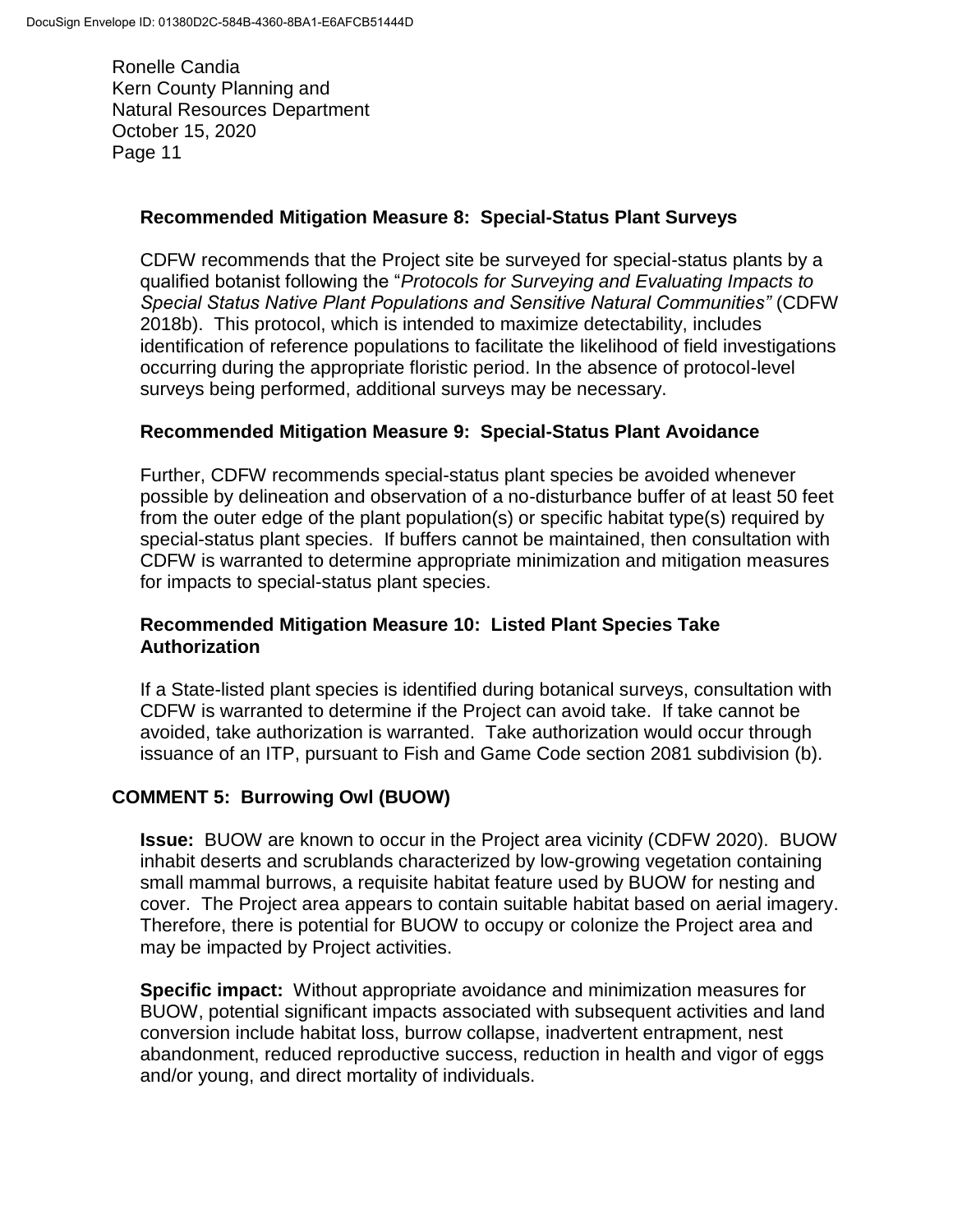#### Recommended Mitigation Measure 8: Special-Status Plant Surveys

CDFW recommends that the Project site be surveyed for special-status plants by a qualified botanist following the "*Protocols for Surveying and Evaluating Impacts to Special Status Native Plant Populations and Sensitive Natural Communities"* (CDFW 2018b). This protocol, which is intended to maximize detectability, includes identification of reference populations to facilitate the likelihood of field investigations occurring during the appropriate floristic period. In the absence of protocol-level surveys being performed, additional surveys may be necessary.

#### Recommended Mitigation Measure 9: Special-Status Plant Avoidance

Further, CDFW recommends special-status plant species be avoided whenever possible by delineation and observation of a no-disturbance buffer of at least 50 feet from the outer edge of the plant population(s) or specific habitat type(s) required by special-status plant species. If buffers cannot be maintained, then consultation with CDFW is warranted to determine appropriate minimization and mitigation measures for impacts to special-status plant species.

#### Recommended Mitigation Measure 10: Listed Plant Species Take Authorization

If a State-listed plant species is identified during botanical surveys, consultation with CDFW is warranted to determine if the Project can avoid take. If take cannot be avoided, take authorization is warranted. Take authorization would occur through issuance of an ITP, pursuant to Fish and Game Code section 2081 subdivision (b).

### COMMENT 5: Burrowing Owl (BUOW)

**Issue:** BUOW are known to occur in the Project area vicinity (CDFW 2020). BUOW inhabit deserts and scrublands characterized by low-growing vegetation containing small mammal burrows, a requisite habitat feature used by BUOW for nesting and cover. The Project area appears to contain suitable habitat based on aerial imagery. Therefore, there is potential for BUOW to occupy or colonize the Project area and may be impacted by Project activities.

**Specific impact:** Without appropriate avoidance and minimization measures for BUOW, potential significant impacts associated with subsequent activities and land conversion include habitat loss, burrow collapse, inadvertent entrapment, nest abandonment, reduced reproductive success, reduction in health and vigor of eggs and/or young, and direct mortality of individuals.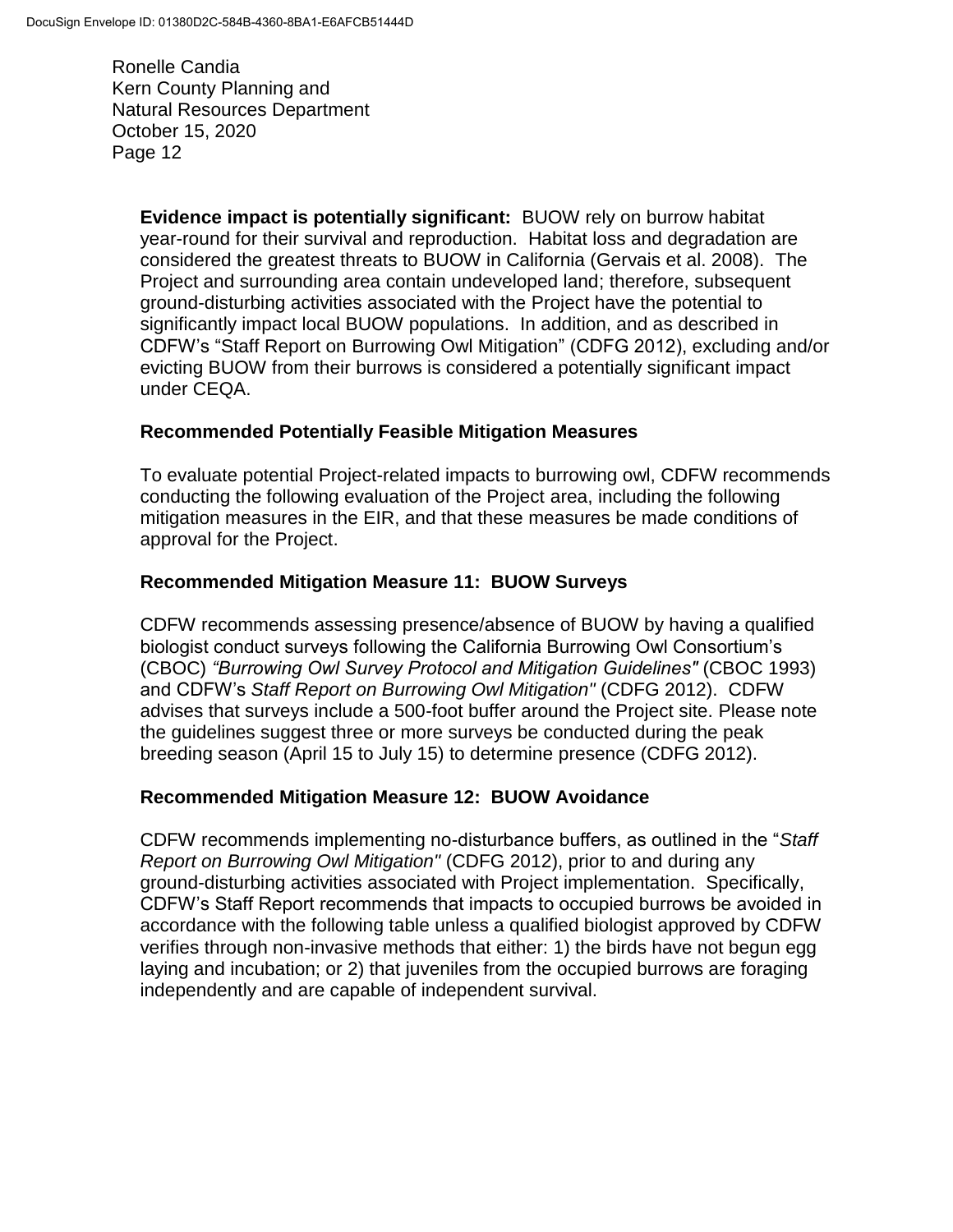**Evidence impact is potentially significant:** BUOW rely on burrow habitat year-round for their survival and reproduction. Habitat loss and degradation are considered the greatest threats to BUOW in California (Gervais et al. 2008). The Project and surrounding area contain undeveloped land; therefore, subsequent ground-disturbing activities associated with the Project have the potential to significantly impact local BUOW populations. In addition, and as described in CDFW's "Staff Report on Burrowing Owl Mitigation" (CDFG 2012), excluding and/or evicting BUOW from their burrows is considered a potentially significant impact under CEQA.

**Recommended Potentially Feasible Mitigation Measures**

To evaluate potential Project-related impacts to burrowing owl, CDFW recommends conducting the following evaluation of the Project area, including the following mitigation measures in the EIR, and that these measures be made conditions of approval for the Project.

**Recommended Mitigation Measure 11: BUOW Surveys**

CDFW recommends assessing presence/absence of BUOW by having a qualified biologist conduct surveys following the California Burrowing Owl Consortium's (CBOC) *"Burrowing Owl Survey Protocol and Mitigation Guidelines"* (CBOC 1993) and CDFW's *Staff Report on Burrowing Owl Mitigation"* (CDFG 2012). CDFW advises that surveys include a 500-foot buffer around the Project site. Please note the guidelines suggest three or more surveys be conducted during the peak breeding season (April 15 to July 15) to determine presence (CDFG 2012).

**Recommended Mitigation Measure 12: BUOW Avoidance**

CDFW recommends implementing no-disturbance buffers, as outlined in the "*Staff Report on Burrowing Owl Mitigation"* (CDFG 2012), prior to and during any ground-disturbing activities associated with Project implementation. Specifically, CDFW's Staff Report recommends that impacts to occupied burrows be avoided in accordance with the following table unless a qualified biologist approved by CDFW verifies through non-invasive methods that either: 1) the birds have not begun egg laying and incubation; or 2) that juveniles from the occupied burrows are foraging independently and are capable of independent survival.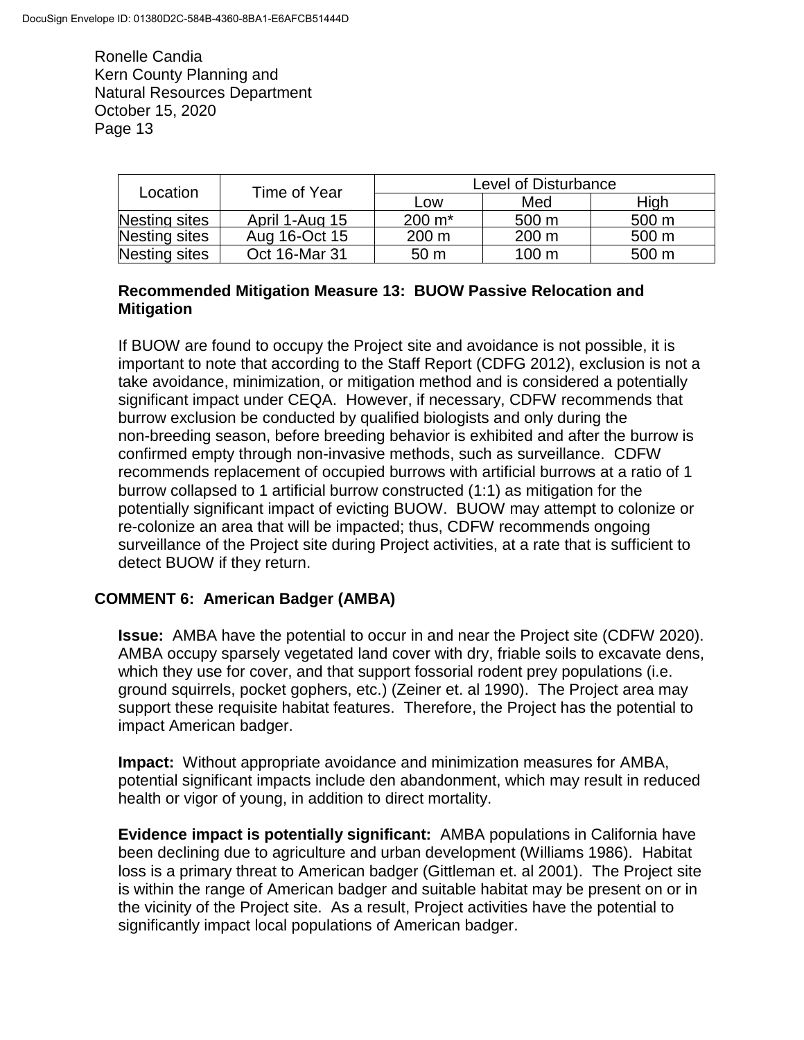Ronelle Candia
Kern County Planning and
Natural Resources Department
October 15, 2020

| Location | Time of Year | Level of Disturbance | | |
|---|---|---|---|---|
| | | Low | Med | High |
| Nesting sites | April 1-Aug 15 | 200 m* | 500 m | 500 m |
| Nesting sites | Aug 16-Oct 15 | 200 m | 200 m | 500 m |
| Nesting sites | Oct 16-Mar 31 | 50 m | 100 m | 500 m |

**Recommended Mitigation Measure 13: BUOW Passive Relocation and Mitigation**

If BUOW are found to occupy the Project site and avoidance is not possible, it is important to note that according to the Staff Report (CDFG 2012), exclusion is not a take avoidance, minimization, or mitigation method and is considered a potentially significant impact under CEQA. However, if necessary, CDFW recommends that burrow exclusion be conducted by qualified biologists and only during the non-breeding season, before breeding behavior is exhibited and after the burrow is confirmed empty through non-invasive methods, such as surveillance. CDFW recommends replacement of occupied burrows with artificial burrows at a ratio of 1 burrow collapsed to 1 artificial burrow constructed (1:1) as mitigation for the potentially significant impact of evicting BUOW. BUOW may attempt to colonize or re-colonize an area that will be impacted; thus, CDFW recommends ongoing surveillance of the Project site during Project activities, at a rate that is sufficient to detect BUOW if they return.

## COMMENT 6: American Badger (AMBA)

**Issue:** AMBA have the potential to occur in and near the Project site (CDFW 2020). AMBA occupy sparsely vegetated land cover with dry, friable soils to excavate dens, which they use for cover, and that support fossorial rodent prey populations (i.e. ground squirrels, pocket gophers, etc.) (Zeiner et. al 1990). The Project area may support these requisite habitat features. Therefore, the Project has the potential to impact American badger.

**Impact:** Without appropriate avoidance and minimization measures for AMBA, potential significant impacts include den abandonment, which may result in reduced health or vigor of young, in addition to direct mortality.

**Evidence impact is potentially significant:** AMBA populations in California have been declining due to agriculture and urban development (Williams 1986). Habitat loss is a primary threat to American badger (Gittleman et. al 2001). The Project site is within the range of American badger and suitable habitat may be present on or in the vicinity of the Project site. As a result, Project activities have the potential to significantly impact local populations of American badger.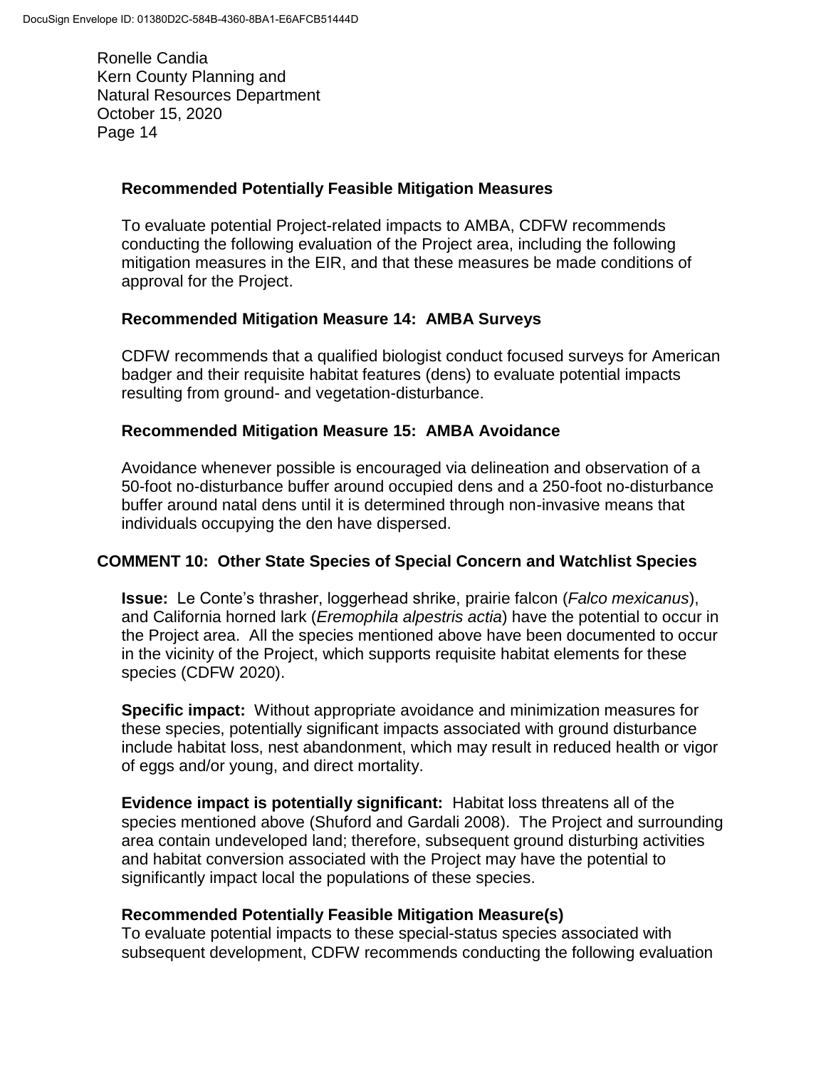**Recommended Potentially Feasible Mitigation Measures**

To evaluate potential Project-related impacts to AMBA, CDFW recommends conducting the following evaluation of the Project area, including the following mitigation measures in the EIR, and that these measures be made conditions of approval for the Project.

**Recommended Mitigation Measure 14: AMBA Surveys**

CDFW recommends that a qualified biologist conduct focused surveys for American badger and their requisite habitat features (dens) to evaluate potential impacts resulting from ground- and vegetation-disturbance.

**Recommended Mitigation Measure 15: AMBA Avoidance**

Avoidance whenever possible is encouraged via delineation and observation of a 50-foot no-disturbance buffer around occupied dens and a 250-foot no-disturbance buffer around natal dens until it is determined through non-invasive means that individuals occupying the den have dispersed.

**COMMENT 10: Other State Species of Special Concern and Watchlist Species**

**Issue:** Le Conte's thrasher, loggerhead shrike, prairie falcon (*Falco mexicanus*), and California horned lark (*Eremophila alpestris actia*) have the potential to occur in the Project area. All the species mentioned above have been documented to occur in the vicinity of the Project, which supports requisite habitat elements for these species (CDFW 2020).

**Specific impact:** Without appropriate avoidance and minimization measures for these species, potentially significant impacts associated with ground disturbance include habitat loss, nest abandonment, which may result in reduced health or vigor of eggs and/or young, and direct mortality.

**Evidence impact is potentially significant:** Habitat loss threatens all of the species mentioned above (Shuford and Gardali 2008). The Project and surrounding area contain undeveloped land; therefore, subsequent ground disturbing activities and habitat conversion associated with the Project may have the potential to significantly impact local the populations of these species.

**Recommended Potentially Feasible Mitigation Measure(s)**

To evaluate potential impacts to these special-status species associated with subsequent development, CDFW recommends conducting the following evaluation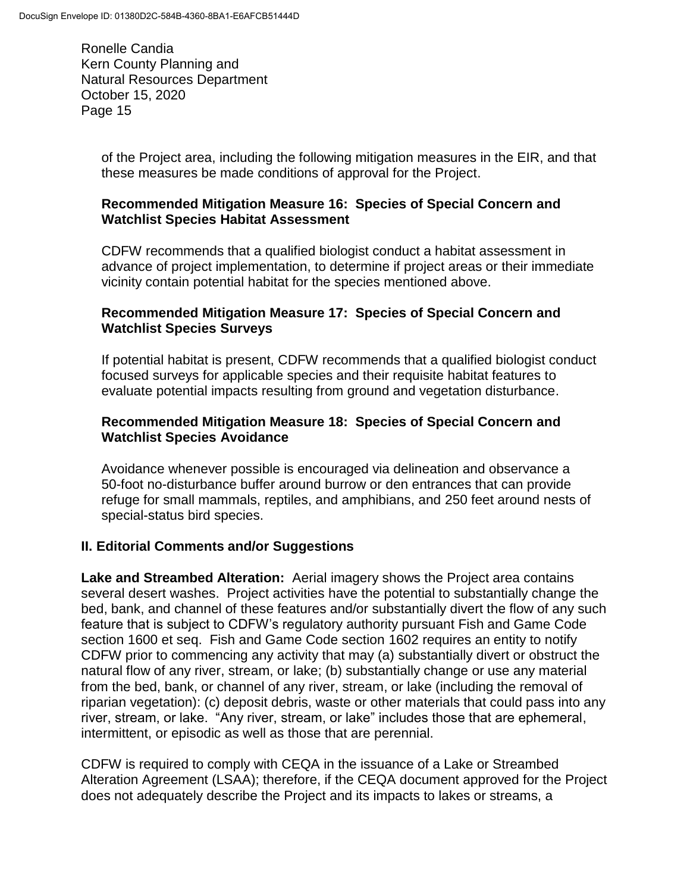of the Project area, including the following mitigation measures in the EIR, and that these measures be made conditions of approval for the Project.

**Recommended Mitigation Measure 16: Species of Special Concern and Watchlist Species Habitat Assessment**

CDFW recommends that a qualified biologist conduct a habitat assessment in advance of project implementation, to determine if project areas or their immediate vicinity contain potential habitat for the species mentioned above.

**Recommended Mitigation Measure 17: Species of Special Concern and Watchlist Species Surveys**

If potential habitat is present, CDFW recommends that a qualified biologist conduct focused surveys for applicable species and their requisite habitat features to evaluate potential impacts resulting from ground and vegetation disturbance.

**Recommended Mitigation Measure 18: Species of Special Concern and Watchlist Species Avoidance**

Avoidance whenever possible is encouraged via delineation and observance a 50-foot no-disturbance buffer around burrow or den entrances that can provide refuge for small mammals, reptiles, and amphibians, and 250 feet around nests of special-status bird species.

## II. Editorial Comments and/or Suggestions

**Lake and Streambed Alteration:** Aerial imagery shows the Project area contains several desert washes. Project activities have the potential to substantially change the bed, bank, and channel of these features and/or substantially divert the flow of any such feature that is subject to CDFW's regulatory authority pursuant Fish and Game Code section 1600 et seq. Fish and Game Code section 1602 requires an entity to notify CDFW prior to commencing any activity that may (a) substantially divert or obstruct the natural flow of any river, stream, or lake; (b) substantially change or use any material from the bed, bank, or channel of any river, stream, or lake (including the removal of riparian vegetation): (c) deposit debris, waste or other materials that could pass into any river, stream, or lake. "Any river, stream, or lake" includes those that are ephemeral, intermittent, or episodic as well as those that are perennial.

CDFW is required to comply with CEQA in the issuance of a Lake or Streambed Alteration Agreement (LSAA); therefore, if the CEQA document approved for the Project does not adequately describe the Project and its impacts to lakes or streams, a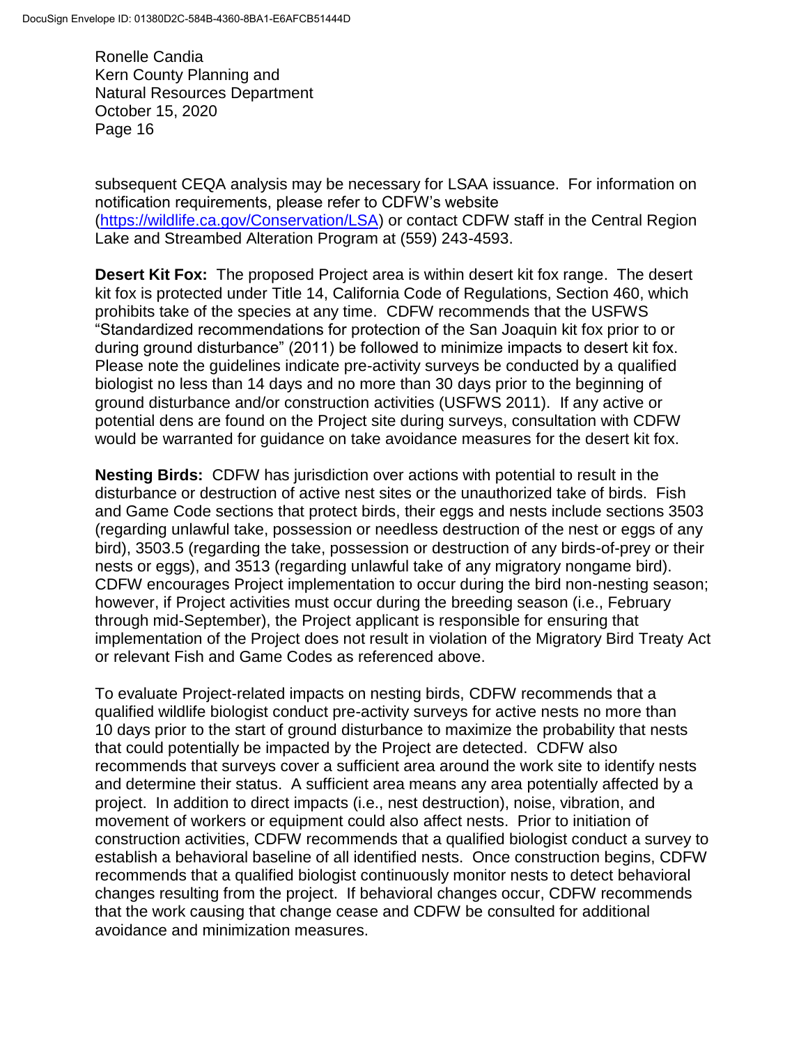subsequent CEQA analysis may be necessary for LSAA issuance. For information on notification requirements, please refer to CDFW's website (https://wildlife.ca.gov/Conservation/LSA) or contact CDFW staff in the Central Region Lake and Streambed Alteration Program at (559) 243-4593.

**Desert Kit Fox:** The proposed Project area is within desert kit fox range. The desert kit fox is protected under Title 14, California Code of Regulations, Section 460, which prohibits take of the species at any time. CDFW recommends that the USFWS "Standardized recommendations for protection of the San Joaquin kit fox prior to or during ground disturbance" (2011) be followed to minimize impacts to desert kit fox. Please note the guidelines indicate pre-activity surveys be conducted by a qualified biologist no less than 14 days and no more than 30 days prior to the beginning of ground disturbance and/or construction activities (USFWS 2011). If any active or potential dens are found on the Project site during surveys, consultation with CDFW would be warranted for guidance on take avoidance measures for the desert kit fox.

**Nesting Birds:** CDFW has jurisdiction over actions with potential to result in the disturbance or destruction of active nest sites or the unauthorized take of birds. Fish and Game Code sections that protect birds, their eggs and nests include sections 3503 (regarding unlawful take, possession or needless destruction of the nest or eggs of any bird), 3503.5 (regarding the take, possession or destruction of any birds-of-prey or their nests or eggs), and 3513 (regarding unlawful take of any migratory nongame bird). CDFW encourages Project implementation to occur during the bird non-nesting season; however, if Project activities must occur during the breeding season (i.e., February through mid-September), the Project applicant is responsible for ensuring that implementation of the Project does not result in violation of the Migratory Bird Treaty Act or relevant Fish and Game Codes as referenced above.

To evaluate Project-related impacts on nesting birds, CDFW recommends that a qualified wildlife biologist conduct pre-activity surveys for active nests no more than 10 days prior to the start of ground disturbance to maximize the probability that nests that could potentially be impacted by the Project are detected. CDFW also recommends that surveys cover a sufficient area around the work site to identify nests and determine their status. A sufficient area means any area potentially affected by a project. In addition to direct impacts (i.e., nest destruction), noise, vibration, and movement of workers or equipment could also affect nests. Prior to initiation of construction activities, CDFW recommends that a qualified biologist conduct a survey to establish a behavioral baseline of all identified nests. Once construction begins, CDFW recommends that a qualified biologist continuously monitor nests to detect behavioral changes resulting from the project. If behavioral changes occur, CDFW recommends that the work causing that change cease and CDFW be consulted for additional avoidance and minimization measures.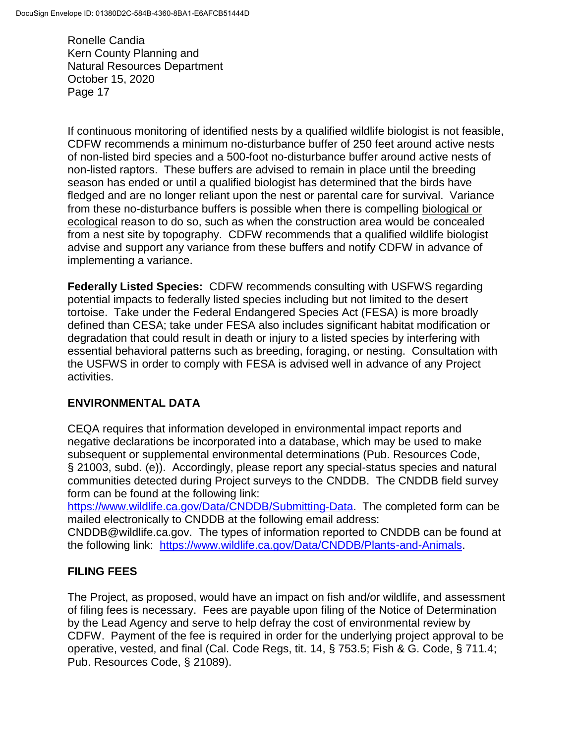If continuous monitoring of identified nests by a qualified wildlife biologist is not feasible, CDFW recommends a minimum no-disturbance buffer of 250 feet around active nests of non-listed bird species and a 500-foot no-disturbance buffer around active nests of non-listed raptors. These buffers are advised to remain in place until the breeding season has ended or until a qualified biologist has determined that the birds have fledged and are no longer reliant upon the nest or parental care for survival. Variance from these no-disturbance buffers is possible when there is compelling biological or ecological reason to do so, such as when the construction area would be concealed from a nest site by topography. CDFW recommends that a qualified wildlife biologist advise and support any variance from these buffers and notify CDFW in advance of implementing a variance.

**Federally Listed Species:** CDFW recommends consulting with USFWS regarding potential impacts to federally listed species including but not limited to the desert tortoise. Take under the Federal Endangered Species Act (FESA) is more broadly defined than CESA; take under FESA also includes significant habitat modification or degradation that could result in death or injury to a listed species by interfering with essential behavioral patterns such as breeding, foraging, or nesting. Consultation with the USFWS in order to comply with FESA is advised well in advance of any Project activities.

## ENVIRONMENTAL DATA

CEQA requires that information developed in environmental impact reports and negative declarations be incorporated into a database, which may be used to make subsequent or supplemental environmental determinations (Pub. Resources Code, § 21003, subd. (e)). Accordingly, please report any special-status species and natural communities detected during Project surveys to the CNDDB. The CNDDB field survey form can be found at the following link: https://www.wildlife.ca.gov/Data/CNDDB/Submitting-Data. The completed form can be mailed electronically to CNDDB at the following email address: CNDDB@wildlife.ca.gov. The types of information reported to CNDDB can be found at the following link: https://www.wildlife.ca.gov/Data/CNDDB/Plants-and-Animals.

## FILING FEES

The Project, as proposed, would have an impact on fish and/or wildlife, and assessment of filing fees is necessary. Fees are payable upon filing of the Notice of Determination by the Lead Agency and serve to help defray the cost of environmental review by CDFW. Payment of the fee is required in order for the underlying project approval to be operative, vested, and final (Cal. Code Regs, tit. 14, § 753.5; Fish & G. Code, § 711.4; Pub. Resources Code, § 21089).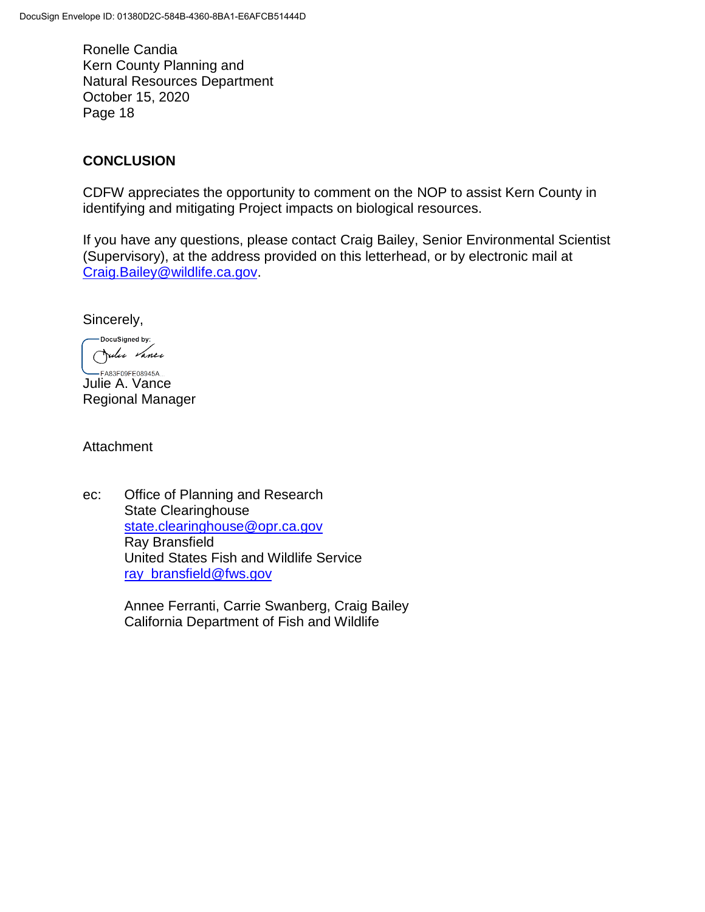Ronelle Candia
Kern County Planning and
Natural Resources Department
October 15, 2020
Page 18

## CONCLUSION

CDFW appreciates the opportunity to comment on the NOP to assist Kern County in identifying and mitigating Project impacts on biological resources.

If you have any questions, please contact Craig Bailey, Senior Environmental Scientist (Supervisory), at the address provided on this letterhead, or by electronic mail at Craig.Bailey@wildlife.ca.gov.

Sincerely,

DocuSigned by:
FA83F09FE08945A

Julie A. Vance
Regional Manager

Attachment

ec: Office of Planning and Research
State Clearinghouse
state.clearinghouse@opr.ca.gov
Ray Bransfield
United States Fish and Wildlife Service
ray_bransfield@fws.gov

Annee Ferranti, Carrie Swanberg, Craig Bailey
California Department of Fish and Wildlife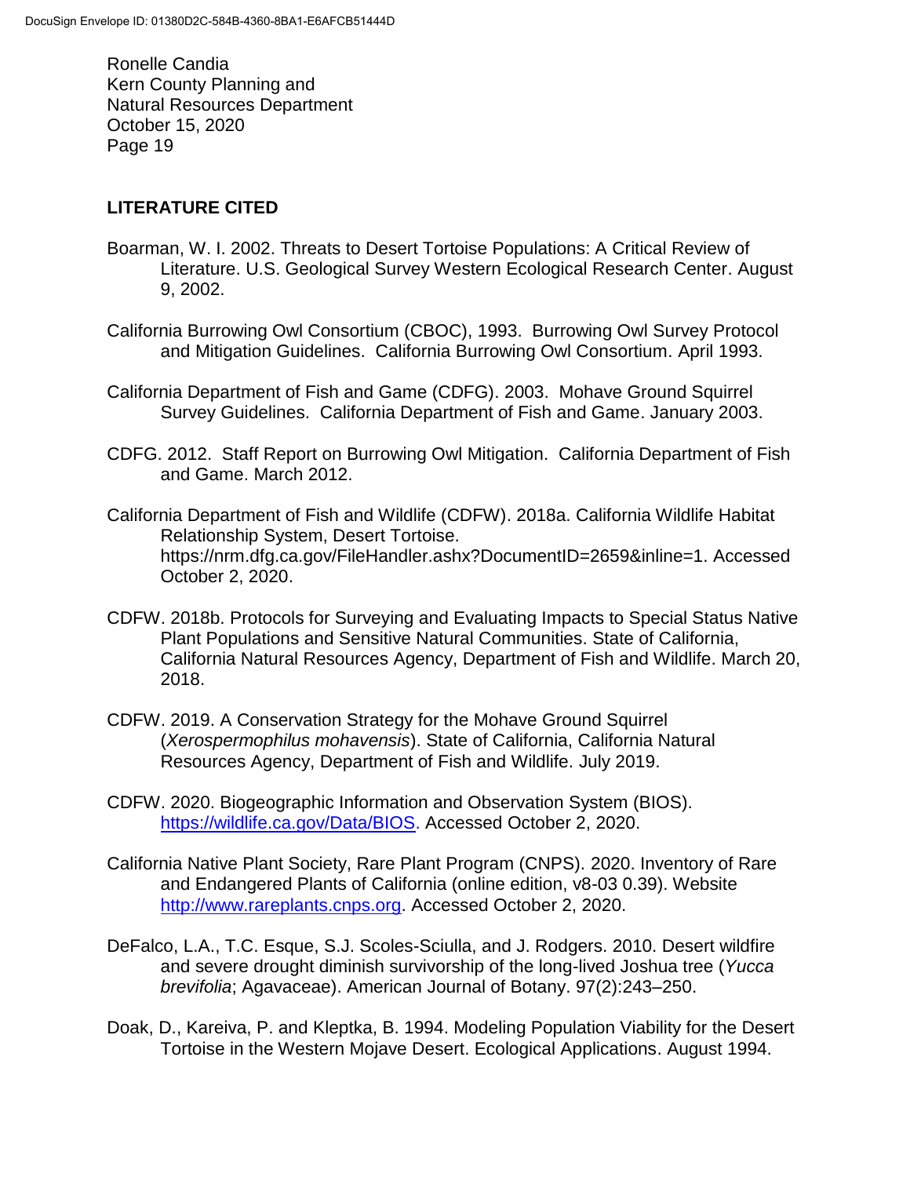## LITERATURE CITED

Boarman, W. I. 2002. Threats to Desert Tortoise Populations: A Critical Review of Literature. U.S. Geological Survey Western Ecological Research Center. August 9, 2002.

California Burrowing Owl Consortium (CBOC), 1993. Burrowing Owl Survey Protocol and Mitigation Guidelines. California Burrowing Owl Consortium. April 1993.

California Department of Fish and Game (CDFG). 2003. Mohave Ground Squirrel Survey Guidelines. California Department of Fish and Game. January 2003.

CDFG. 2012. Staff Report on Burrowing Owl Mitigation. California Department of Fish and Game. March 2012.

California Department of Fish and Wildlife (CDFW). 2018a. California Wildlife Habitat Relationship System, Desert Tortoise. https://nrm.dfg.ca.gov/FileHandler.ashx?DocumentID=2659&inline=1. Accessed October 2, 2020.

CDFW. 2018b. Protocols for Surveying and Evaluating Impacts to Special Status Native Plant Populations and Sensitive Natural Communities. State of California, California Natural Resources Agency, Department of Fish and Wildlife. March 20, 2018.

CDFW. 2019. A Conservation Strategy for the Mohave Ground Squirrel (*Xerospermophilus mohavensis*). State of California, California Natural Resources Agency, Department of Fish and Wildlife. July 2019.

CDFW. 2020. Biogeographic Information and Observation System (BIOS). https://wildlife.ca.gov/Data/BIOS. Accessed October 2, 2020.

California Native Plant Society, Rare Plant Program (CNPS). 2020. Inventory of Rare and Endangered Plants of California (online edition, v8-03 0.39). Website http://www.rareplants.cnps.org. Accessed October 2, 2020.

DeFalco, L.A., T.C. Esque, S.J. Scoles-Sciulla, and J. Rodgers. 2010. Desert wildfire and severe drought diminish survivorship of the long-lived Joshua tree (*Yucca brevifolia*; Agavaceae). American Journal of Botany. 97(2):243–250.

Doak, D., Kareiva, P. and Kleptka, B. 1994. Modeling Population Viability for the Desert Tortoise in the Western Mojave Desert. Ecological Applications. August 1994.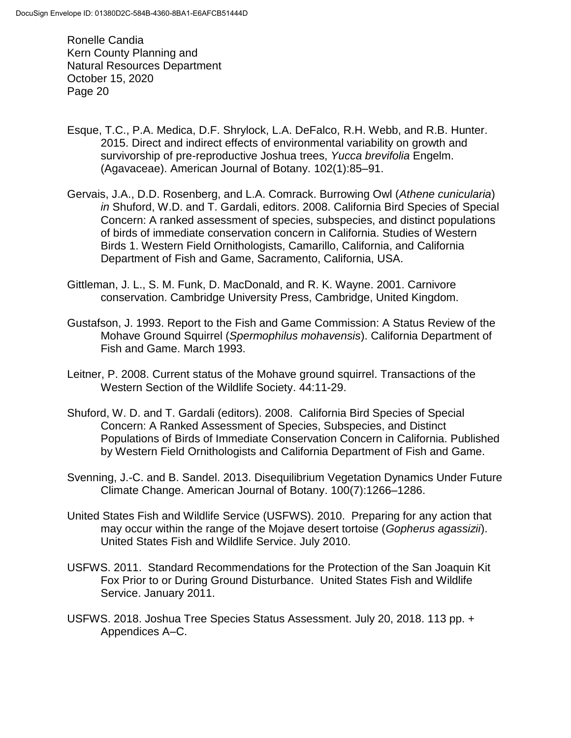Esque, T.C., P.A. Medica, D.F. Shrylock, L.A. DeFalco, R.H. Webb, and R.B. Hunter. 2015. Direct and indirect effects of environmental variability on growth and survivorship of pre-reproductive Joshua trees, *Yucca brevifolia* Engelm. (Agavaceae). American Journal of Botany. 102(1):85–91.

Gervais, J.A., D.D. Rosenberg, and L.A. Comrack. Burrowing Owl (*Athene cunicularia*) *in* Shuford, W.D. and T. Gardali, editors. 2008. California Bird Species of Special Concern: A ranked assessment of species, subspecies, and distinct populations of birds of immediate conservation concern in California. Studies of Western Birds 1. Western Field Ornithologists, Camarillo, California, and California Department of Fish and Game, Sacramento, California, USA.

Gittleman, J. L., S. M. Funk, D. MacDonald, and R. K. Wayne. 2001. Carnivore conservation. Cambridge University Press, Cambridge, United Kingdom.

Gustafson, J. 1993. Report to the Fish and Game Commission: A Status Review of the Mohave Ground Squirrel (*Spermophilus mohavensis*). California Department of Fish and Game. March 1993.

Leitner, P. 2008. Current status of the Mohave ground squirrel. Transactions of the Western Section of the Wildlife Society. 44:11-29.

Shuford, W. D. and T. Gardali (editors). 2008. California Bird Species of Special Concern: A Ranked Assessment of Species, Subspecies, and Distinct Populations of Birds of Immediate Conservation Concern in California. Published by Western Field Ornithologists and California Department of Fish and Game.

Svenning, J.-C. and B. Sandel. 2013. Disequilibrium Vegetation Dynamics Under Future Climate Change. American Journal of Botany. 100(7):1266–1286.

United States Fish and Wildlife Service (USFWS). 2010. Preparing for any action that may occur within the range of the Mojave desert tortoise (*Gopherus agassizii*). United States Fish and Wildlife Service. July 2010.

USFWS. 2011. Standard Recommendations for the Protection of the San Joaquin Kit Fox Prior to or During Ground Disturbance. United States Fish and Wildlife Service. January 2011.

USFWS. 2018. Joshua Tree Species Status Assessment. July 20, 2018. 113 pp. + Appendices A–C.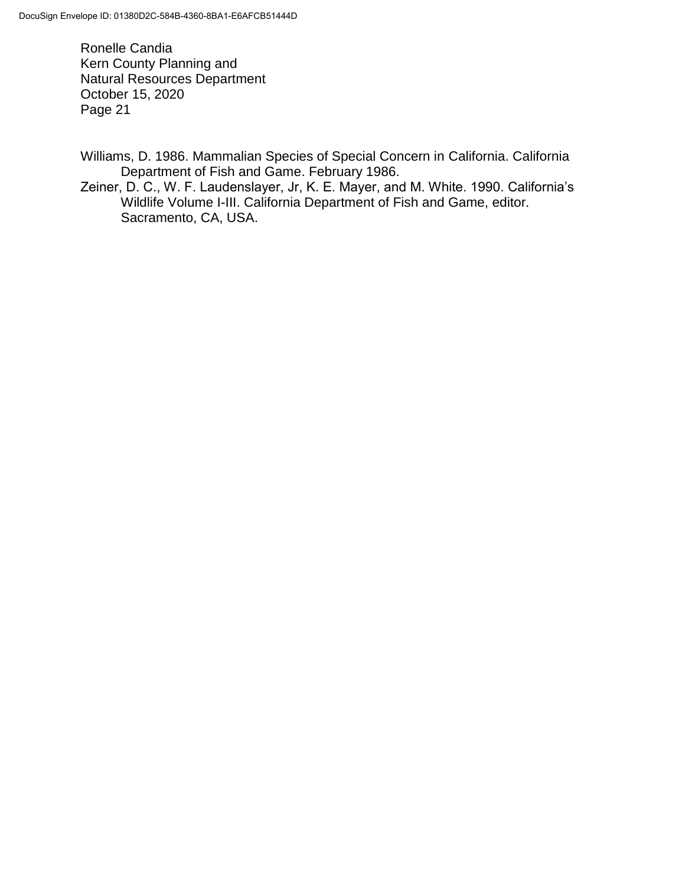Williams, D. 1986. Mammalian Species of Special Concern in California. California Department of Fish and Game. February 1986.

Zeiner, D. C., W. F. Laudenslayer, Jr, K. E. Mayer, and M. White. 1990. California's Wildlife Volume I-III. California Department of Fish and Game, editor. Sacramento, CA, USA.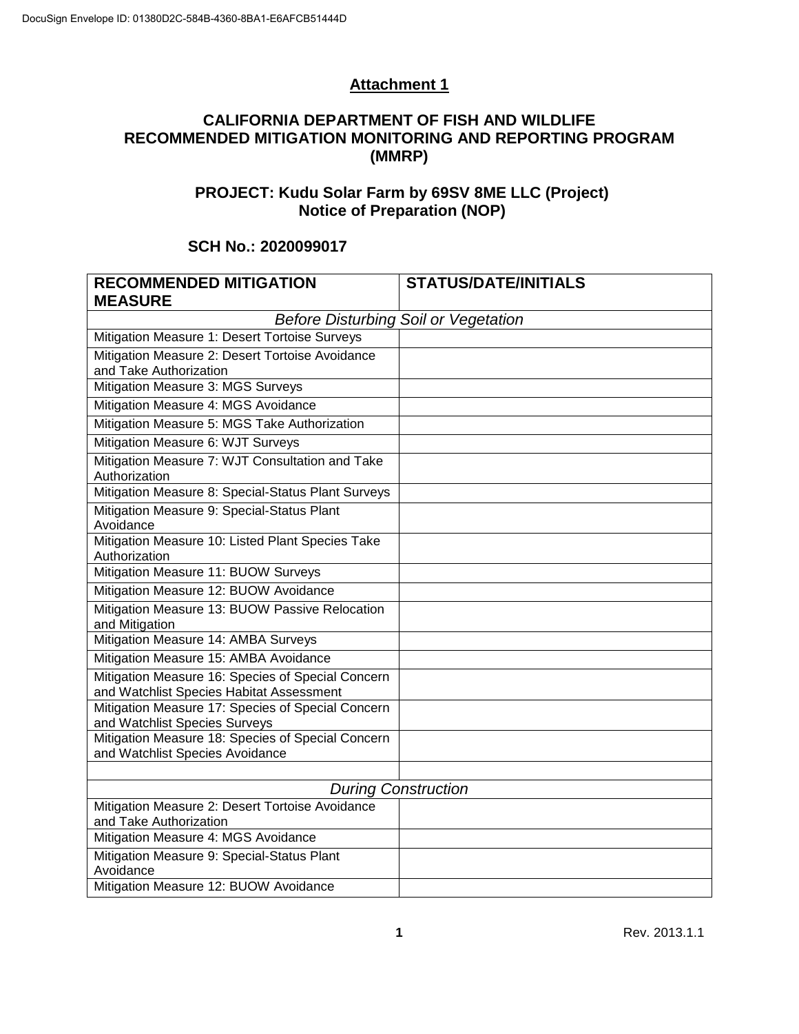## Attachment 1

## CALIFORNIA DEPARTMENT OF FISH AND WILDLIFE RECOMMENDED MITIGATION MONITORING AND REPORTING PROGRAM (MMRP)

### PROJECT: Kudu Solar Farm by 69SV 8ME LLC (Project) Notice of Preparation (NOP)

### SCH No.: 2020099017

| RECOMMENDED MITIGATION MEASURE | STATUS/DATE/INITIALS |
|---|---|
| *Before Disturbing Soil or Vegetation* | |
| Mitigation Measure 1: Desert Tortoise Surveys | |
| Mitigation Measure 2: Desert Tortoise Avoidance and Take Authorization | |
| Mitigation Measure 3: MGS Surveys | |
| Mitigation Measure 4: MGS Avoidance | |
| Mitigation Measure 5: MGS Take Authorization | |
| Mitigation Measure 6: WJT Surveys | |
| Mitigation Measure 7: WJT Consultation and Take Authorization | |
| Mitigation Measure 8: Special-Status Plant Surveys | |
| Mitigation Measure 9: Special-Status Plant Avoidance | |
| Mitigation Measure 10: Listed Plant Species Take Authorization | |
| Mitigation Measure 11: BUOW Surveys | |
| Mitigation Measure 12: BUOW Avoidance | |
| Mitigation Measure 13: BUOW Passive Relocation and Mitigation | |
| Mitigation Measure 14: AMBA Surveys | |
| Mitigation Measure 15: AMBA Avoidance | |
| Mitigation Measure 16: Species of Special Concern and Watchlist Species Habitat Assessment | |
| Mitigation Measure 17: Species of Special Concern and Watchlist Species Surveys | |
| Mitigation Measure 18: Species of Special Concern and Watchlist Species Avoidance | |
| | |
| *During Construction* | |
| Mitigation Measure 2: Desert Tortoise Avoidance and Take Authorization | |
| Mitigation Measure 4: MGS Avoidance | |
| Mitigation Measure 9: Special-Status Plant Avoidance | |
| Mitigation Measure 12: BUOW Avoidance | |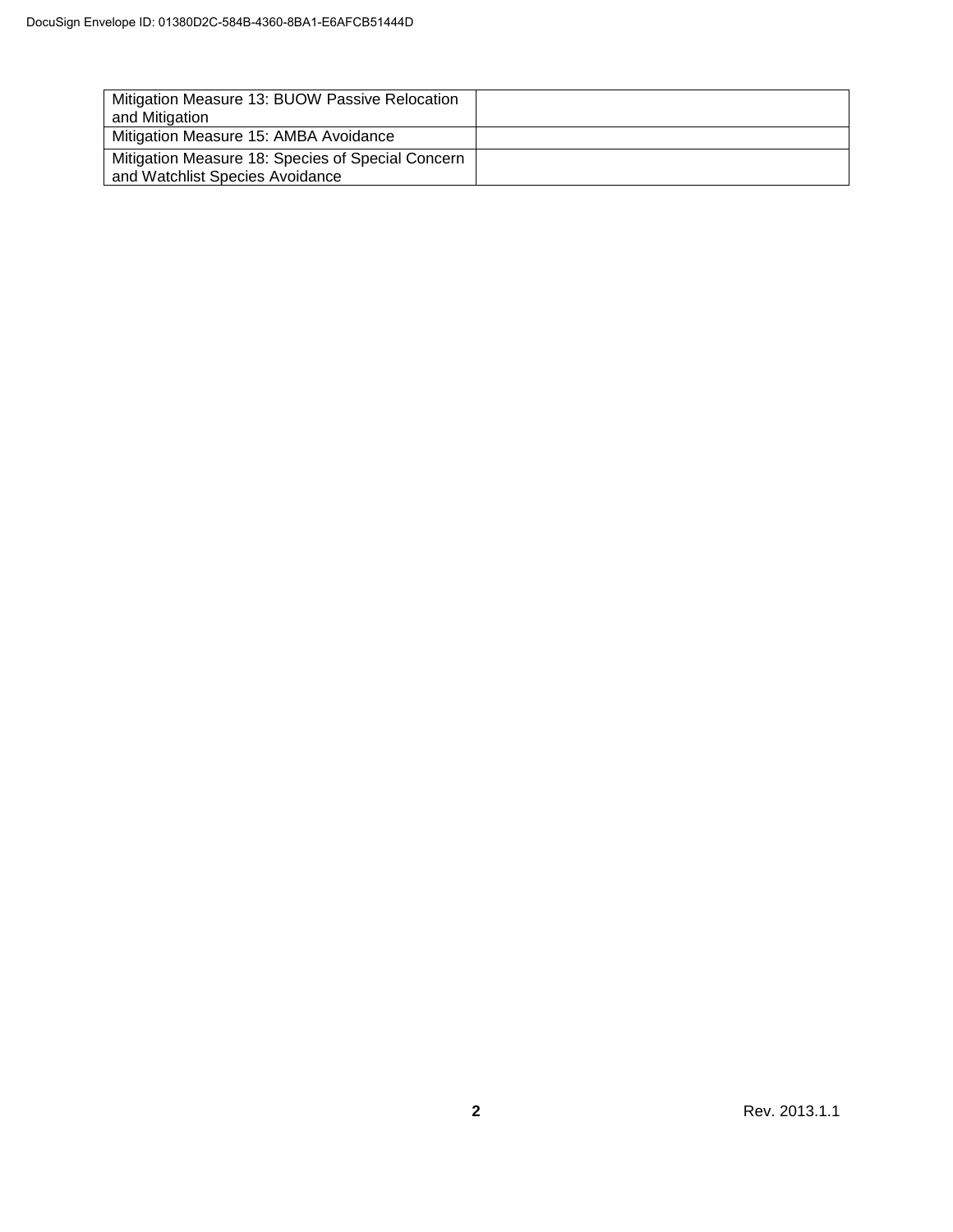| | |
|---|---|
| Mitigation Measure 13: BUOW Passive Relocation and Mitigation | |
| Mitigation Measure 15: AMBA Avoidance | |
| Mitigation Measure 18: Species of Special Concern and Watchlist Species Avoidance | |